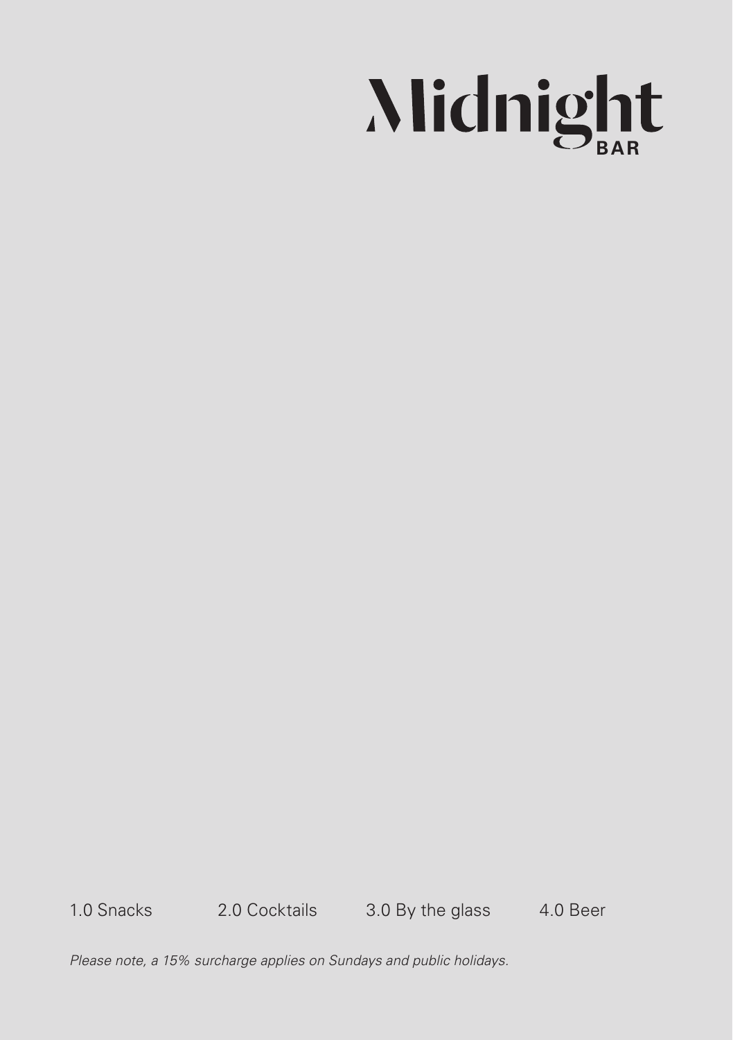# Midnight BAR

1.0 Snacks    2.0 Cocktails    3.0 By the glass    4.0 Beer

*Please note, a 15% surcharge applies on Sundays and public holidays.*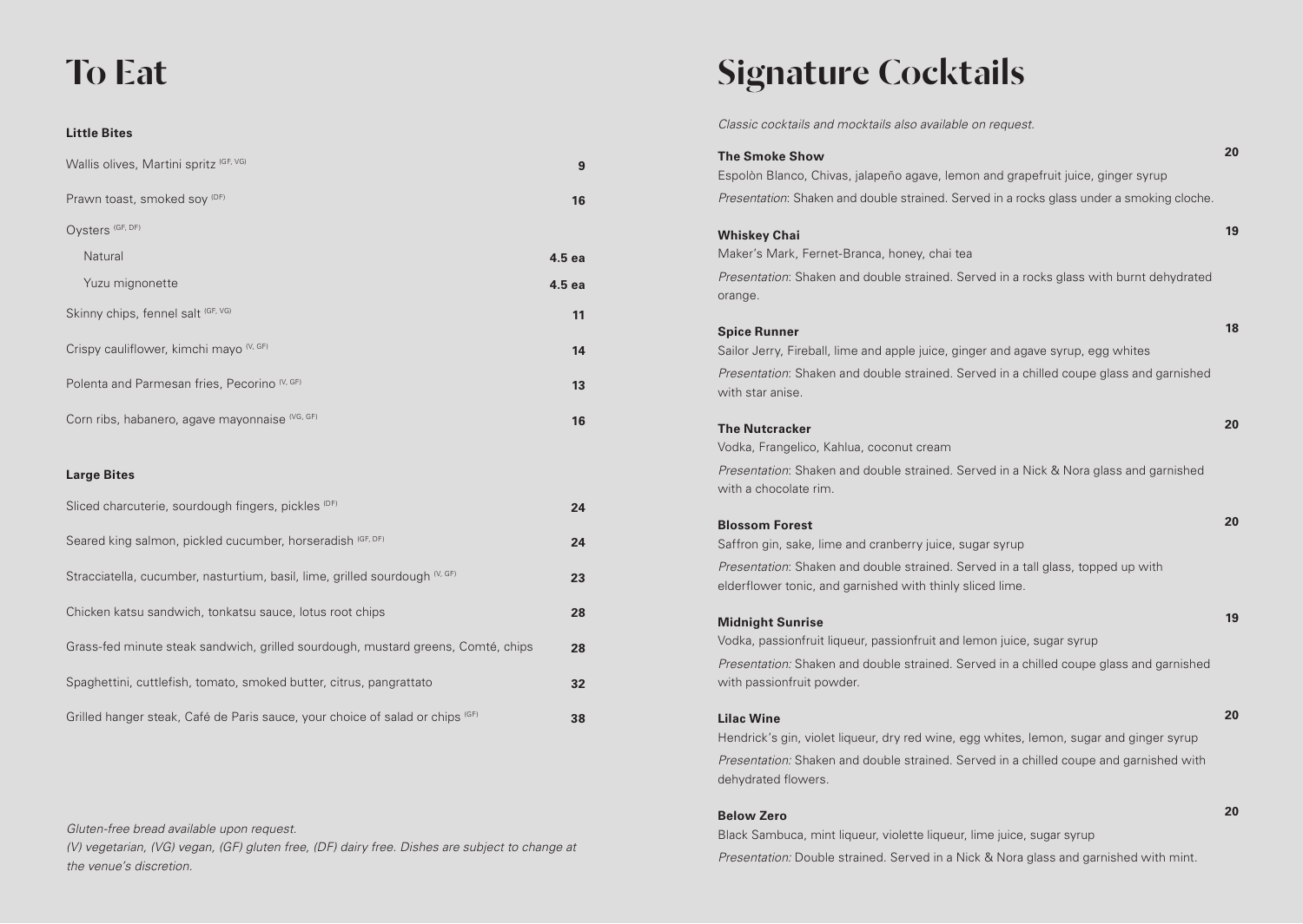# To Eat

### Little Bites

| Item | Price |
|---|---|
| Wallis olives, Martini spritz (GF, VG) | 9 |
| Prawn toast, smoked soy (DF) | 16 |
| Oysters (GF, DF) | |
| Natural | 4.5 ea |
| Yuzu mignonette | 4.5 ea |
| Skinny chips, fennel salt (GF, VG) | 11 |
| Crispy cauliflower, kimchi mayo (V, GF) | 14 |
| Polenta and Parmesan fries, Pecorino (V, GF) | 13 |
| Corn ribs, habanero, agave mayonnaise (VG, GF) | 16 |

### Large Bites

| Item | Price |
|---|---|
| Sliced charcuterie, sourdough fingers, pickles (DF) | 24 |
| Seared king salmon, pickled cucumber, horseradish (GF, DF) | 24 |
| Stracciatella, cucumber, nasturtium, basil, lime, grilled sourdough (V, GF) | 23 |
| Chicken katsu sandwich, tonkatsu sauce, lotus root chips | 28 |
| Grass-fed minute steak sandwich, grilled sourdough, mustard greens, Comté, chips | 28 |
| Spaghettini, cuttlefish, tomato, smoked butter, citrus, pangrattato | 32 |
| Grilled hanger steak, Café de Paris sauce, your choice of salad or chips (GF) | 38 |

*Gluten-free bread available upon request.*
*(V) vegetarian, (VG) vegan, (GF) gluten free, (DF) dairy free. Dishes are subject to change at the venue's discretion.*

# Signature Cocktails

*Classic cocktails and mocktails also available on request.*

**The Smoke Show** — **20**
Espolòn Blanco, Chivas, jalapeño agave, lemon and grapefruit juice, ginger syrup
*Presentation*: Shaken and double strained. Served in a rocks glass under a smoking cloche.

**Whiskey Chai** — **19**
Maker's Mark, Fernet-Branca, honey, chai tea
*Presentation*: Shaken and double strained. Served in a rocks glass with burnt dehydrated orange.

**Spice Runner** — **18**
Sailor Jerry, Fireball, lime and apple juice, ginger and agave syrup, egg whites
*Presentation*: Shaken and double strained. Served in a chilled coupe glass and garnished with star anise.

**The Nutcracker** — **20**
Vodka, Frangelico, Kahlua, coconut cream
*Presentation*: Shaken and double strained. Served in a Nick & Nora glass and garnished with a chocolate rim.

**Blossom Forest** — **20**
Saffron gin, sake, lime and cranberry juice, sugar syrup
*Presentation*: Shaken and double strained. Served in a tall glass, topped up with elderflower tonic, and garnished with thinly sliced lime.

**Midnight Sunrise** — **19**
Vodka, passionfruit liqueur, passionfruit and lemon juice, sugar syrup
*Presentation:* Shaken and double strained. Served in a chilled coupe glass and garnished with passionfruit powder.

**Lilac Wine** — **20**
Hendrick's gin, violet liqueur, dry red wine, egg whites, lemon, sugar and ginger syrup
*Presentation:* Shaken and double strained. Served in a chilled coupe and garnished with dehydrated flowers.

**Below Zero** — **20**
Black Sambuca, mint liqueur, violette liqueur, lime juice, sugar syrup
*Presentation:* Double strained. Served in a Nick & Nora glass and garnished with mint.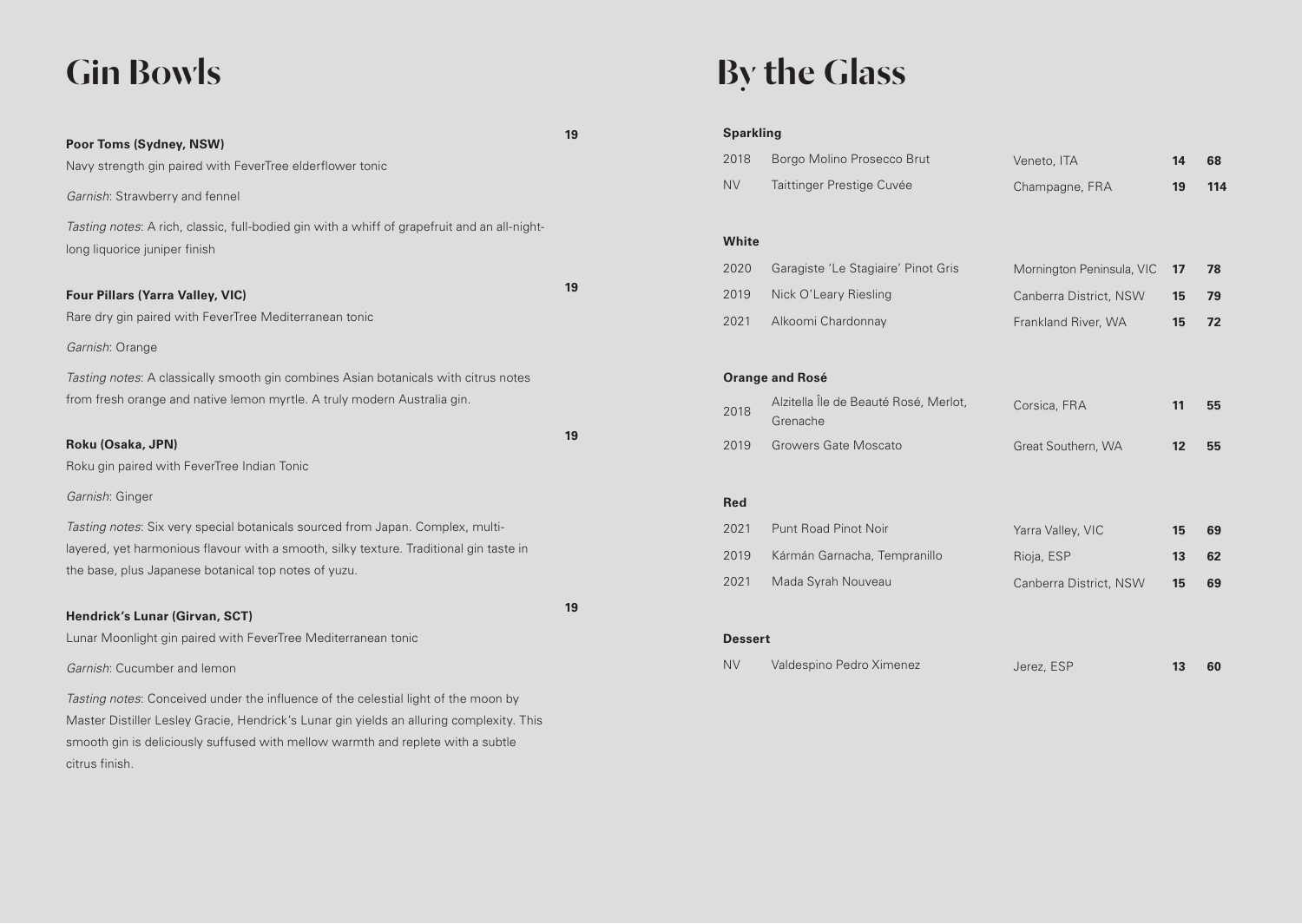# Gin Bowls

**Poor Toms (Sydney, NSW)** **19**

Navy strength gin paired with FeverTree elderflower tonic

*Garnish*: Strawberry and fennel

*Tasting notes*: A rich, classic, full-bodied gin with a whiff of grapefruit and an all-night-long liquorice juniper finish

**Four Pillars (Yarra Valley, VIC)** **19**

Rare dry gin paired with FeverTree Mediterranean tonic

*Garnish*: Orange

*Tasting notes*: A classically smooth gin combines Asian botanicals with citrus notes from fresh orange and native lemon myrtle. A truly modern Australia gin.

**Roku (Osaka, JPN)** **19**

Roku gin paired with FeverTree Indian Tonic

*Garnish*: Ginger

*Tasting notes*: Six very special botanicals sourced from Japan. Complex, multi-layered, yet harmonious flavour with a smooth, silky texture. Traditional gin taste in the base, plus Japanese botanical top notes of yuzu.

**Hendrick's Lunar (Girvan, SCT)** **19**

Lunar Moonlight gin paired with FeverTree Mediterranean tonic

*Garnish*: Cucumber and lemon

*Tasting notes*: Conceived under the influence of the celestial light of the moon by Master Distiller Lesley Gracie, Hendrick's Lunar gin yields an alluring complexity. This smooth gin is deliciously suffused with mellow warmth and replete with a subtle citrus finish.

# By the Glass

**Sparkling**

| | | | | |
|---|---|---|---|---|
| 2018 | Borgo Molino Prosecco Brut | Veneto, ITA | **14** | **68** |
| NV | Taittinger Prestige Cuvée | Champagne, FRA | **19** | **114** |

**White**

| | | | | |
|---|---|---|---|---|
| 2020 | Garagiste 'Le Stagiaire' Pinot Gris | Mornington Peninsula, VIC | **17** | **78** |
| 2019 | Nick O'Leary Riesling | Canberra District, NSW | **15** | **79** |
| 2021 | Alkoomi Chardonnay | Frankland River, WA | **15** | **72** |

**Orange and Rosé**

| | | | | |
|---|---|---|---|---|
| 2018 | Alzitella Île de Beauté Rosé, Merlot, Grenache | Corsica, FRA | **11** | **55** |
| 2019 | Growers Gate Moscato | Great Southern, WA | **12** | **55** |

**Red**

| | | | | |
|---|---|---|---|---|
| 2021 | Punt Road Pinot Noir | Yarra Valley, VIC | **15** | **69** |
| 2019 | Kármán Garnacha, Tempranillo | Rioja, ESP | **13** | **62** |
| 2021 | Mada Syrah Nouveau | Canberra District, NSW | **15** | **69** |

**Dessert**

| | | | | |
|---|---|---|---|---|
| NV | Valdespino Pedro Ximenez | Jerez, ESP | **13** | **60** |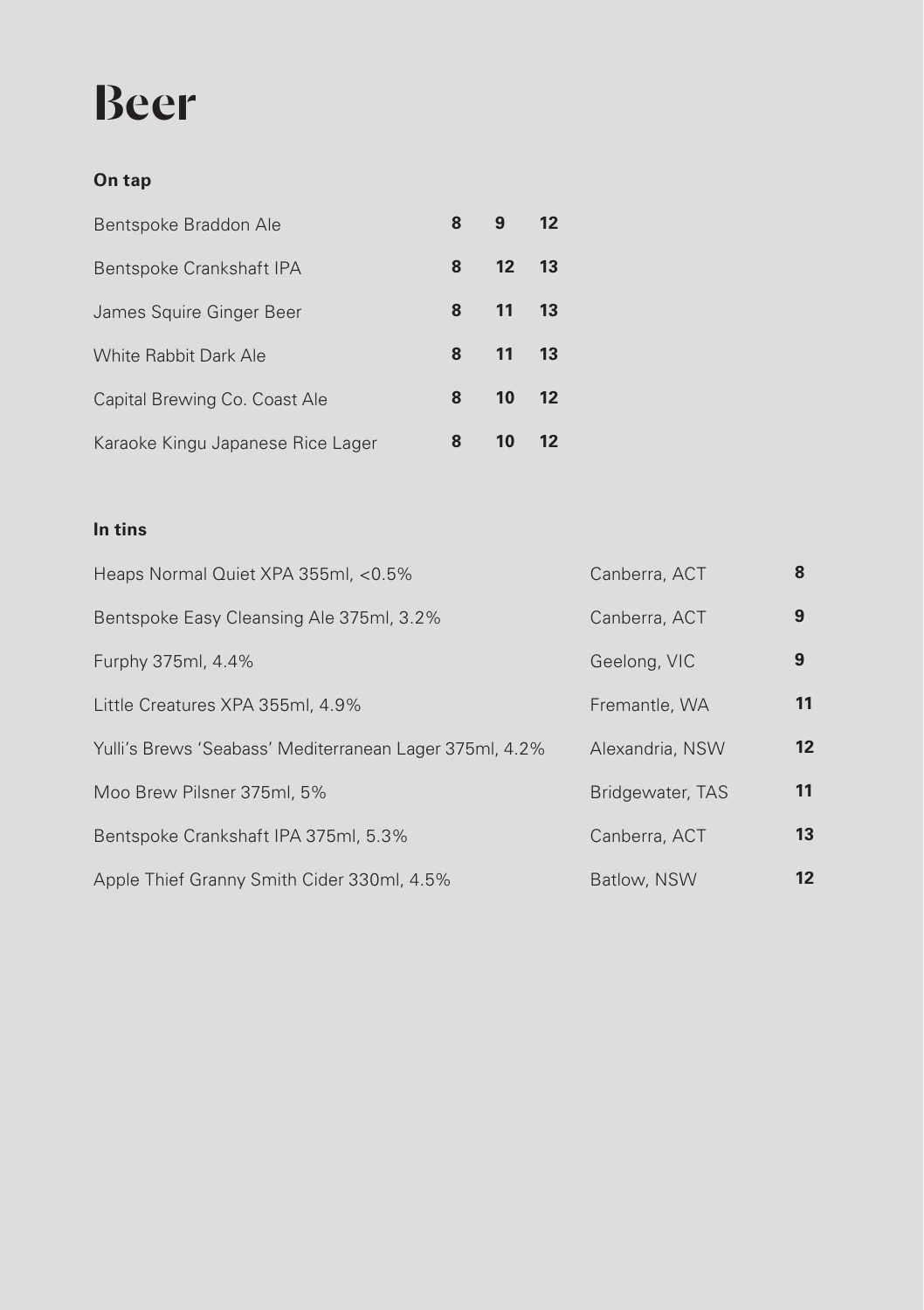# Beer

### On tap

| | | | |
|---|---|---|---|
| Bentspoke Braddon Ale | **8** | **9** | **12** |
| Bentspoke Crankshaft IPA | **8** | **12** | **13** |
| James Squire Ginger Beer | **8** | **11** | **13** |
| White Rabbit Dark Ale | **8** | **11** | **13** |
| Capital Brewing Co. Coast Ale | **8** | **10** | **12** |
| Karaoke Kingu Japanese Rice Lager | **8** | **10** | **12** |

### In tins

| | | |
|---|---|---|
| Heaps Normal Quiet XPA 355ml, <0.5% | Canberra, ACT | **8** |
| Bentspoke Easy Cleansing Ale 375ml, 3.2% | Canberra, ACT | **9** |
| Furphy 375ml, 4.4% | Geelong, VIC | **9** |
| Little Creatures XPA 355ml, 4.9% | Fremantle, WA | **11** |
| Yulli's Brews 'Seabass' Mediterranean Lager 375ml, 4.2% | Alexandria, NSW | **12** |
| Moo Brew Pilsner 375ml, 5% | Bridgewater, TAS | **11** |
| Bentspoke Crankshaft IPA 375ml, 5.3% | Canberra, ACT | **13** |
| Apple Thief Granny Smith Cider 330ml, 4.5% | Batlow, NSW | **12** |